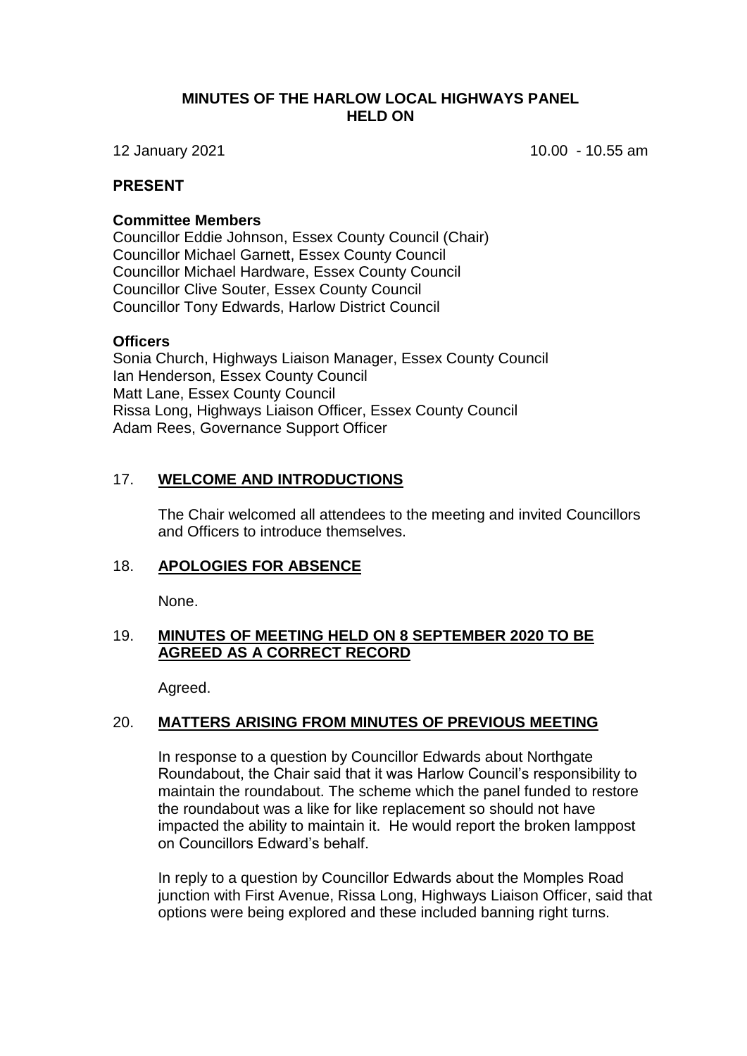# MINUTES OF THE HARLOW LOCAL HIGHWAYS PANEL HELD ON

12 January 2021 10.00 - 10.55 am

## PRESENT

### Committee Members

Councillor Eddie Johnson, Essex County Council (Chair)
Councillor Michael Garnett, Essex County Council
Councillor Michael Hardware, Essex County Council
Councillor Clive Souter, Essex County Council
Councillor Tony Edwards, Harlow District Council

### Officers

Sonia Church, Highways Liaison Manager, Essex County Council
Ian Henderson, Essex County Council
Matt Lane, Essex County Council
Rissa Long, Highways Liaison Officer, Essex County Council
Adam Rees, Governance Support Officer

## 17. WELCOME AND INTRODUCTIONS

The Chair welcomed all attendees to the meeting and invited Councillors and Officers to introduce themselves.

## 18. APOLOGIES FOR ABSENCE

None.

## 19. MINUTES OF MEETING HELD ON 8 SEPTEMBER 2020 TO BE AGREED AS A CORRECT RECORD

Agreed.

## 20. MATTERS ARISING FROM MINUTES OF PREVIOUS MEETING

In response to a question by Councillor Edwards about Northgate Roundabout, the Chair said that it was Harlow Council's responsibility to maintain the roundabout. The scheme which the panel funded to restore the roundabout was a like for like replacement so should not have impacted the ability to maintain it. He would report the broken lamppost on Councillors Edward's behalf.

In reply to a question by Councillor Edwards about the Momples Road junction with First Avenue, Rissa Long, Highways Liaison Officer, said that options were being explored and these included banning right turns.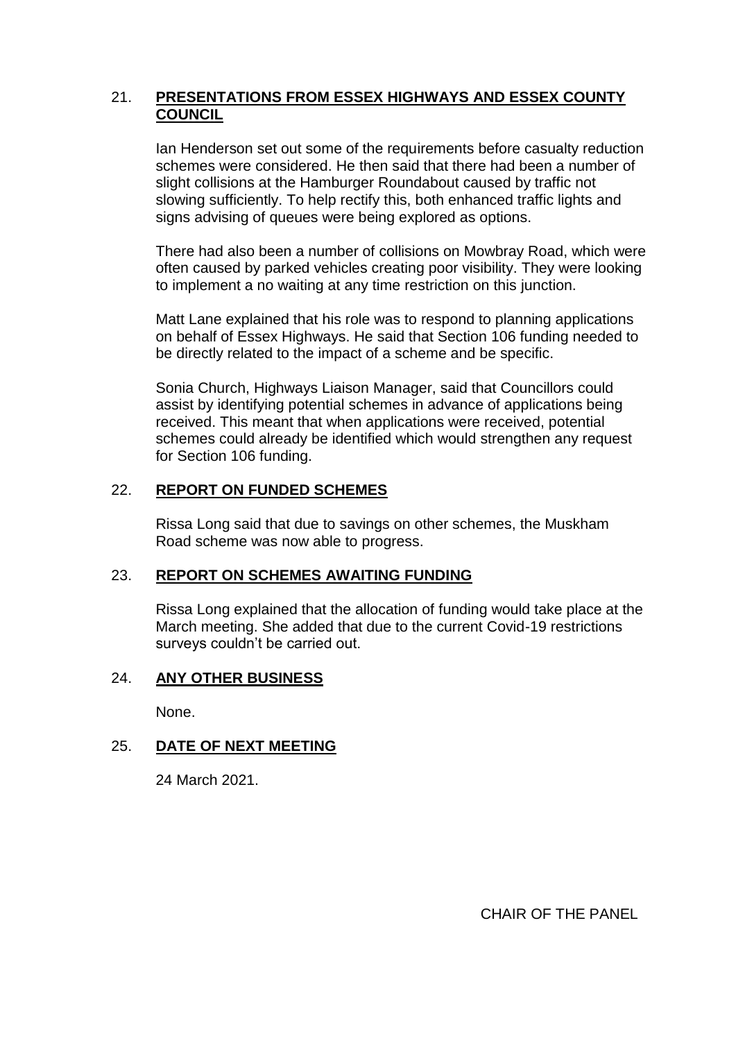## 21. PRESENTATIONS FROM ESSEX HIGHWAYS AND ESSEX COUNTY COUNCIL

Ian Henderson set out some of the requirements before casualty reduction schemes were considered. He then said that there had been a number of slight collisions at the Hamburger Roundabout caused by traffic not slowing sufficiently. To help rectify this, both enhanced traffic lights and signs advising of queues were being explored as options.

There had also been a number of collisions on Mowbray Road, which were often caused by parked vehicles creating poor visibility. They were looking to implement a no waiting at any time restriction on this junction.

Matt Lane explained that his role was to respond to planning applications on behalf of Essex Highways. He said that Section 106 funding needed to be directly related to the impact of a scheme and be specific.

Sonia Church, Highways Liaison Manager, said that Councillors could assist by identifying potential schemes in advance of applications being received. This meant that when applications were received, potential schemes could already be identified which would strengthen any request for Section 106 funding.

## 22. REPORT ON FUNDED SCHEMES

Rissa Long said that due to savings on other schemes, the Muskham Road scheme was now able to progress.

## 23. REPORT ON SCHEMES AWAITING FUNDING

Rissa Long explained that the allocation of funding would take place at the March meeting. She added that due to the current Covid-19 restrictions surveys couldn't be carried out.

## 24. ANY OTHER BUSINESS

None.

## 25. DATE OF NEXT MEETING

24 March 2021.

CHAIR OF THE PANEL